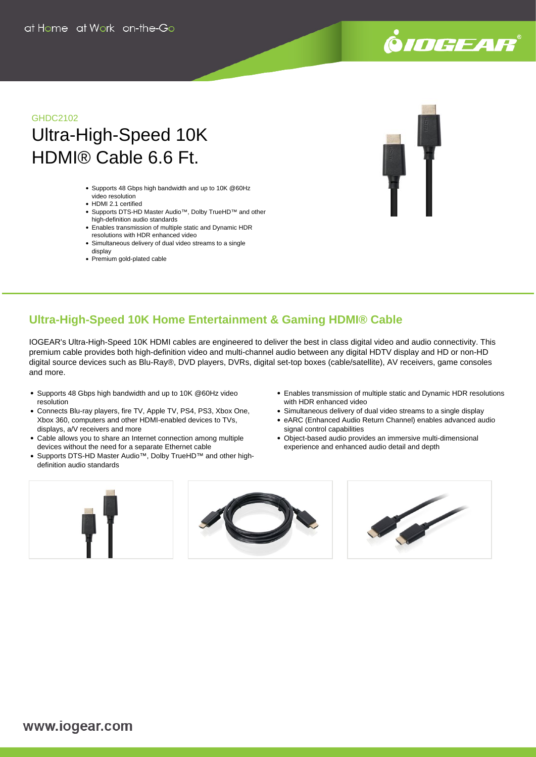GHDC2102

# Ultra-High-Speed 10K HDMI® Cable 6.6 Ft.

- Supports 48 Gbps high bandwidth and up to 10K @60Hz video resolution
- HDMI 2.1 certified
- Supports DTS-HD Master Audio™, Dolby TrueHD™ and other high-definition audio standards
- Enables transmission of multiple static and Dynamic HDR resolutions with HDR enhanced video
- Simultaneous delivery of dual video streams to a single display
- Premium gold-plated cable

## Ultra-High-Speed 10K Home Entertainment & Gaming HDMI® Cable

IOGEAR's Ultra-High-Speed 10K HDMI cables are engineered to deliver the best in class digital video and audio connectivity. This premium cable provides both high-definition video and multi-channel audio between any digital HDTV display and HD or non-HD digital source devices such as Blu-Ray®, DVD players, DVRs, digital set-top boxes (cable/satellite), AV receivers, game consoles and more.

- Supports 48 Gbps high bandwidth and up to 10K @60Hz video resolution
- Connects Blu-ray players, fire TV, Apple TV, PS4, PS3, Xbox One, Xbox 360, computers and other HDMI-enabled devices to TVs, displays, a/V receivers and more
- Cable allows you to share an Internet connection among multiple devices without the need for a separate Ethernet cable
- Supports DTS-HD Master Audio™, Dolby TrueHD™ and other high-definition audio standards
- Enables transmission of multiple static and Dynamic HDR resolutions with HDR enhanced video
- Simultaneous delivery of dual video streams to a single display
- eARC (Enhanced Audio Return Channel) enables advanced audio signal control capabilities
- Object-based audio provides an immersive multi-dimensional experience and enhanced audio detail and depth

www.iogear.com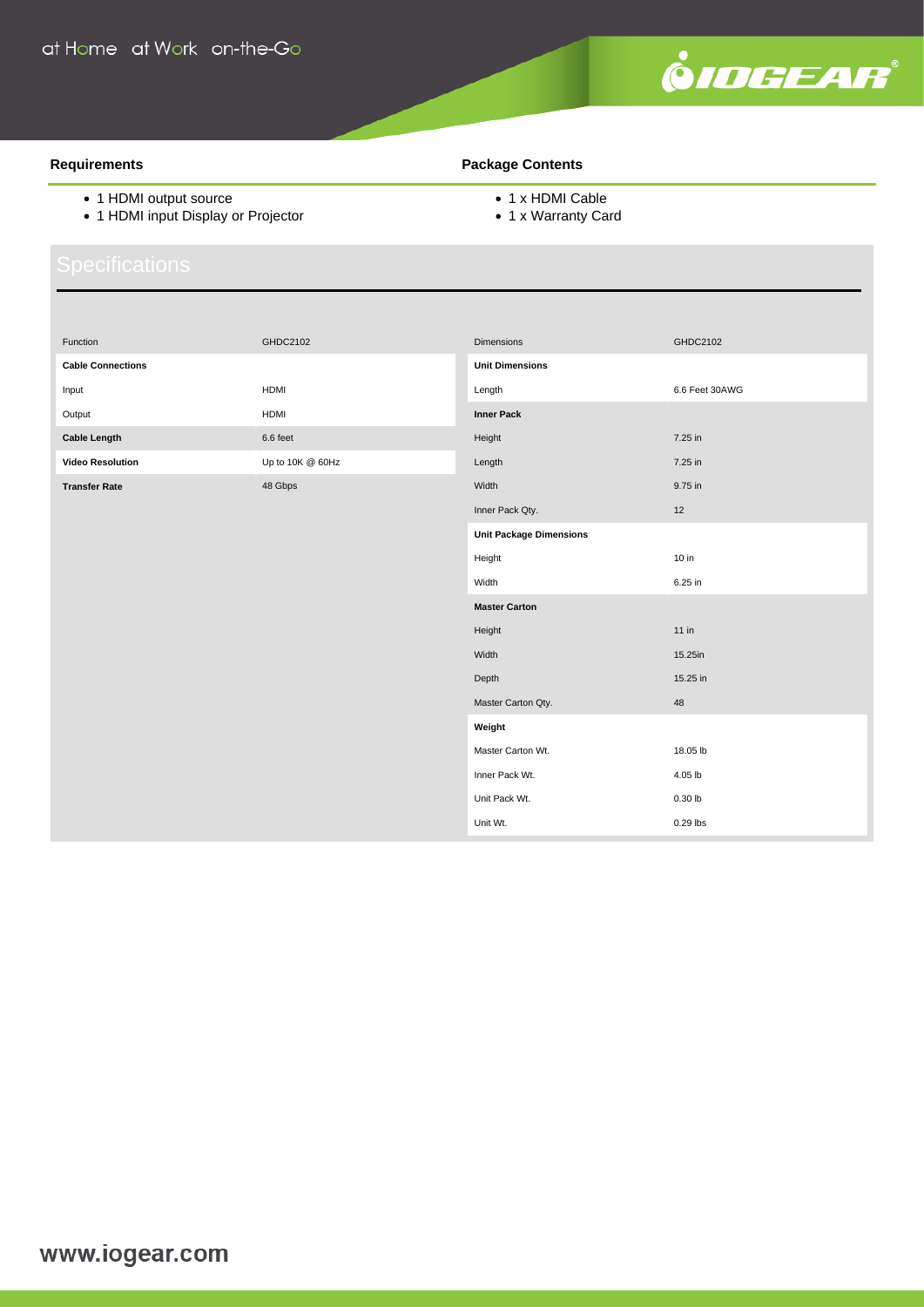at Home at Work on-the-Go

IOGEAR®

### Requirements

- 1 HDMI output source
- 1 HDMI input Display or Projector

### Package Contents

- 1 x HDMI Cable
- 1 x Warranty Card

## Specifications

| Function | GHDC2102 |
|---|---|
| **Cable Connections** | |
| Input | HDMI |
| Output | HDMI |
| **Cable Length** | 6.6 feet |
| **Video Resolution** | Up to 10K @ 60Hz |
| **Transfer Rate** | 48 Gbps |

| Dimensions | GHDC2102 |
|---|---|
| **Unit Dimensions** | |
| Length | 6.6 Feet 30AWG |
| **Inner Pack** | |
| Height | 7.25 in |
| Length | 7.25 in |
| Width | 9.75 in |
| Inner Pack Qty. | 12 |
| **Unit Package Dimensions** | |
| Height | 10 in |
| Width | 6.25 in |
| **Master Carton** | |
| Height | 11 in |
| Width | 15.25in |
| Depth | 15.25 in |
| Master Carton Qty. | 48 |
| **Weight** | |
| Master Carton Wt. | 18.05 lb |
| Inner Pack Wt. | 4.05 lb |
| Unit Pack Wt. | 0.30 lb |
| Unit Wt. | 0.29 lbs |

www.iogear.com